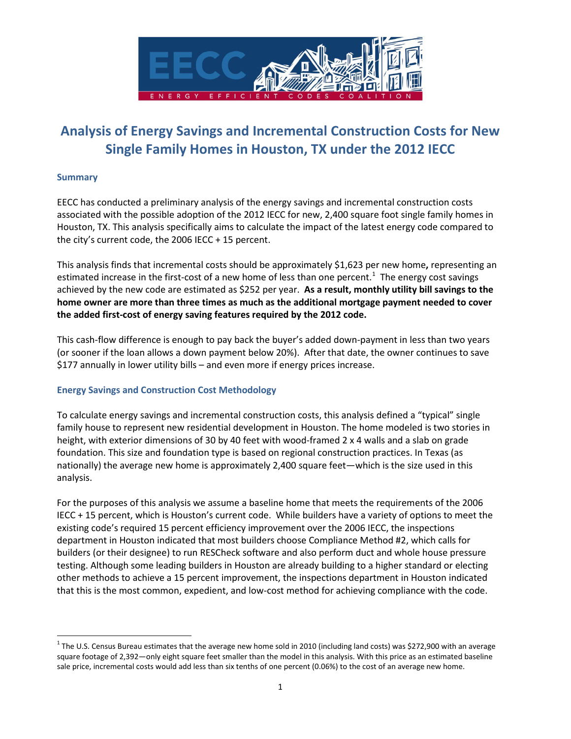# Analysis of Energy Savings and Incremental Construction Costs for New Single Family Homes in Houston, TX under the 2012 IECC

## Summary

EECC has conducted a preliminary analysis of the energy savings and incremental construction costs associated with the possible adoption of the 2012 IECC for new, 2,400 square foot single family homes in Houston, TX. This analysis specifically aims to calculate the impact of the latest energy code compared to the city's current code, the 2006 IECC + 15 percent.

This analysis finds that incremental costs should be approximately $1,623 per new home**,** representing an estimated increase in the first-cost of a new home of less than one percent.[1] The energy cost savings achieved by the new code are estimated as $252 per year. **As a result, monthly utility bill savings to the home owner are more than three times as much as the additional mortgage payment needed to cover the added first-cost of energy saving features required by the 2012 code.**

This cash-flow difference is enough to pay back the buyer's added down-payment in less than two years (or sooner if the loan allows a down payment below 20%). After that date, the owner continues to save $177 annually in lower utility bills – and even more if energy prices increase.

## Energy Savings and Construction Cost Methodology

To calculate energy savings and incremental construction costs, this analysis defined a "typical" single family house to represent new residential development in Houston. The home modeled is two stories in height, with exterior dimensions of 30 by 40 feet with wood-framed 2 x 4 walls and a slab on grade foundation. This size and foundation type is based on regional construction practices. In Texas (as nationally) the average new home is approximately 2,400 square feet—which is the size used in this analysis.

For the purposes of this analysis we assume a baseline home that meets the requirements of the 2006 IECC + 15 percent, which is Houston's current code. While builders have a variety of options to meet the existing code's required 15 percent efficiency improvement over the 2006 IECC, the inspections department in Houston indicated that most builders choose Compliance Method #2, which calls for builders (or their designee) to run RESCheck software and also perform duct and whole house pressure testing. Although some leading builders in Houston are already building to a higher standard or electing other methods to achieve a 15 percent improvement, the inspections department in Houston indicated that this is the most common, expedient, and low-cost method for achieving compliance with the code.

[1] The U.S. Census Bureau estimates that the average new home sold in 2010 (including land costs) was $272,900 with an average square footage of 2,392—only eight square feet smaller than the model in this analysis. With this price as an estimated baseline sale price, incremental costs would add less than six tenths of one percent (0.06%) to the cost of an average new home.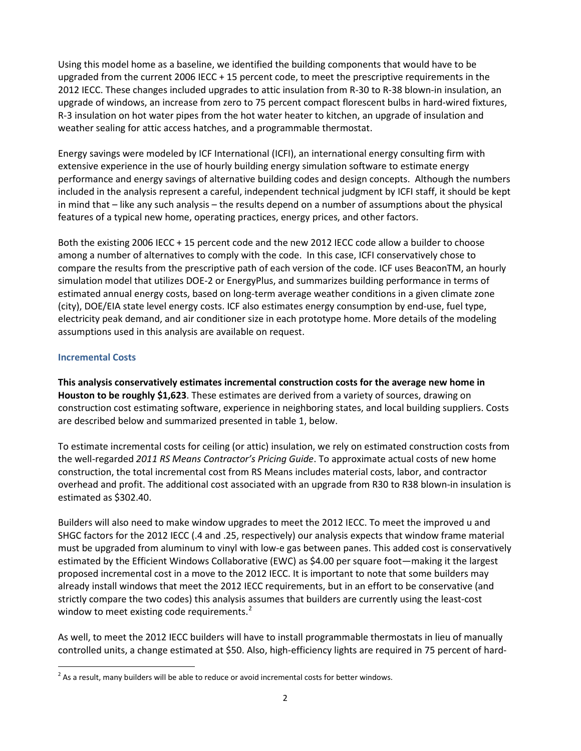Using this model home as a baseline, we identified the building components that would have to be upgraded from the current 2006 IECC + 15 percent code, to meet the prescriptive requirements in the 2012 IECC. These changes included upgrades to attic insulation from R-30 to R-38 blown-in insulation, an upgrade of windows, an increase from zero to 75 percent compact florescent bulbs in hard-wired fixtures, R-3 insulation on hot water pipes from the hot water heater to kitchen, an upgrade of insulation and weather sealing for attic access hatches, and a programmable thermostat.

Energy savings were modeled by ICF International (ICFI), an international energy consulting firm with extensive experience in the use of hourly building energy simulation software to estimate energy performance and energy savings of alternative building codes and design concepts. Although the numbers included in the analysis represent a careful, independent technical judgment by ICFI staff, it should be kept in mind that – like any such analysis – the results depend on a number of assumptions about the physical features of a typical new home, operating practices, energy prices, and other factors.

Both the existing 2006 IECC + 15 percent code and the new 2012 IECC code allow a builder to choose among a number of alternatives to comply with the code. In this case, ICFI conservatively chose to compare the results from the prescriptive path of each version of the code. ICF uses BeaconTM, an hourly simulation model that utilizes DOE-2 or EnergyPlus, and summarizes building performance in terms of estimated annual energy costs, based on long-term average weather conditions in a given climate zone (city), DOE/EIA state level energy costs. ICF also estimates energy consumption by end-use, fuel type, electricity peak demand, and air conditioner size in each prototype home. More details of the modeling assumptions used in this analysis are available on request.

### Incremental Costs

**This analysis conservatively estimates incremental construction costs for the average new home in Houston to be roughly $1,623**. These estimates are derived from a variety of sources, drawing on construction cost estimating software, experience in neighboring states, and local building suppliers. Costs are described below and summarized presented in table 1, below.

To estimate incremental costs for ceiling (or attic) insulation, we rely on estimated construction costs from the well-regarded *2011 RS Means Contractor's Pricing Guide*. To approximate actual costs of new home construction, the total incremental cost from RS Means includes material costs, labor, and contractor overhead and profit. The additional cost associated with an upgrade from R30 to R38 blown-in insulation is estimated as $302.40.

Builders will also need to make window upgrades to meet the 2012 IECC. To meet the improved u and SHGC factors for the 2012 IECC (.4 and .25, respectively) our analysis expects that window frame material must be upgraded from aluminum to vinyl with low-e gas between panes. This added cost is conservatively estimated by the Efficient Windows Collaborative (EWC) as $4.00 per square foot—making it the largest proposed incremental cost in a move to the 2012 IECC. It is important to note that some builders may already install windows that meet the 2012 IECC requirements, but in an effort to be conservative (and strictly compare the two codes) this analysis assumes that builders are currently using the least-cost window to meet existing code requirements.[2]

As well, to meet the 2012 IECC builders will have to install programmable thermostats in lieu of manually controlled units, a change estimated at $50. Also, high-efficiency lights are required in 75 percent of hard-

[2] As a result, many builders will be able to reduce or avoid incremental costs for better windows.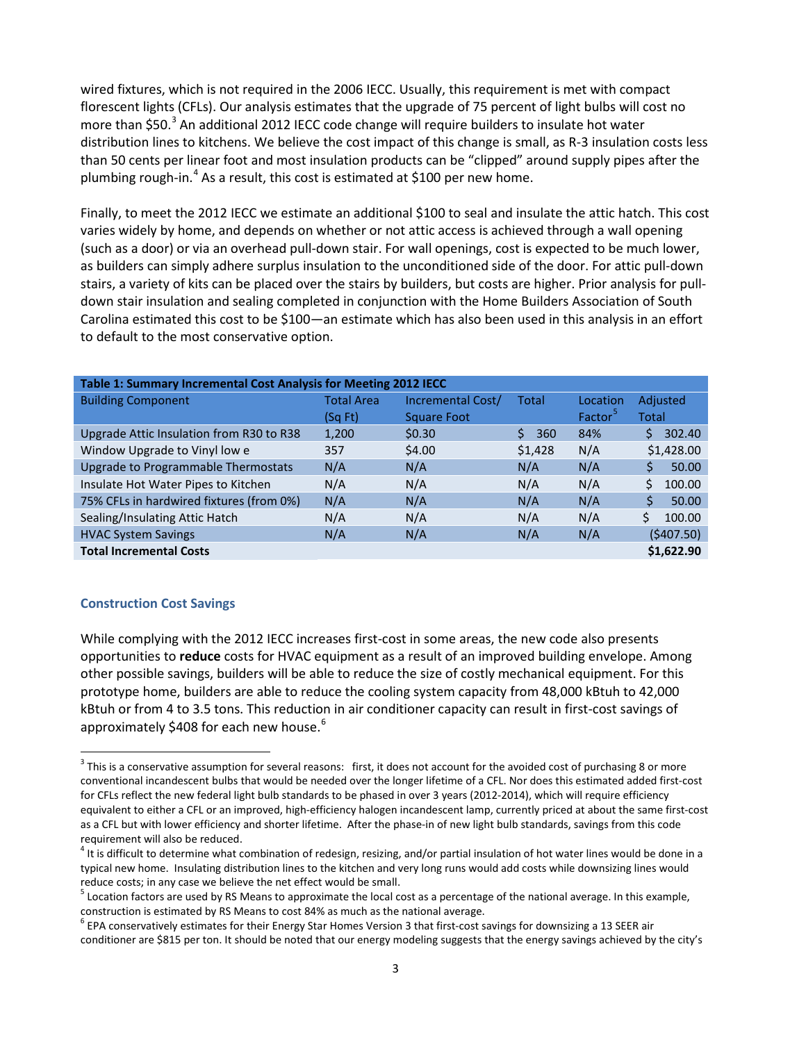wired fixtures, which is not required in the 2006 IECC. Usually, this requirement is met with compact florescent lights (CFLs). Our analysis estimates that the upgrade of 75 percent of light bulbs will cost no more than $50.[3] An additional 2012 IECC code change will require builders to insulate hot water distribution lines to kitchens. We believe the cost impact of this change is small, as R-3 insulation costs less than 50 cents per linear foot and most insulation products can be "clipped" around supply pipes after the plumbing rough-in.[4] As a result, this cost is estimated at $100 per new home.

Finally, to meet the 2012 IECC we estimate an additional $100 to seal and insulate the attic hatch. This cost varies widely by home, and depends on whether or not attic access is achieved through a wall opening (such as a door) or via an overhead pull-down stair. For wall openings, cost is expected to be much lower, as builders can simply adhere surplus insulation to the unconditioned side of the door. For attic pull-down stairs, a variety of kits can be placed over the stairs by builders, but costs are higher. Prior analysis for pull-down stair insulation and sealing completed in conjunction with the Home Builders Association of South Carolina estimated this cost to be $100—an estimate which has also been used in this analysis in an effort to default to the most conservative option.

**Table 1: Summary Incremental Cost Analysis for Meeting 2012 IECC**

| Building Component | Total Area (Sq Ft) | Incremental Cost/ Square Foot | Total | Location Factor[5] | Adjusted Total |
|---|---|---|---|---|---|
| Upgrade Attic Insulation from R30 to R38 | 1,200 | $0.30 | $ 360 | 84% | $ 302.40 |
| Window Upgrade to Vinyl low e | 357 | $4.00 | $1,428 | N/A | $1,428.00 |
| Upgrade to Programmable Thermostats | N/A | N/A | N/A | N/A | $ 50.00 |
| Insulate Hot Water Pipes to Kitchen | N/A | N/A | N/A | N/A | $ 100.00 |
| 75% CFLs in hardwired fixtures (from 0%) | N/A | N/A | N/A | N/A | $ 50.00 |
| Sealing/Insulating Attic Hatch | N/A | N/A | N/A | N/A | $ 100.00 |
| HVAC System Savings | N/A | N/A | N/A | N/A | ($407.50) |
| **Total Incremental Costs** | | | | | **$1,622.90** |

### Construction Cost Savings

While complying with the 2012 IECC increases first-cost in some areas, the new code also presents opportunities to **reduce** costs for HVAC equipment as a result of an improved building envelope. Among other possible savings, builders will be able to reduce the size of costly mechanical equipment. For this prototype home, builders are able to reduce the cooling system capacity from 48,000 kBtuh to 42,000 kBtuh or from 4 to 3.5 tons. This reduction in air conditioner capacity can result in first-cost savings of approximately $408 for each new house.[6]

---

[3] This is a conservative assumption for several reasons: first, it does not account for the avoided cost of purchasing 8 or more conventional incandescent bulbs that would be needed over the longer lifetime of a CFL. Nor does this estimated added first-cost for CFLs reflect the new federal light bulb standards to be phased in over 3 years (2012-2014), which will require efficiency equivalent to either a CFL or an improved, high-efficiency halogen incandescent lamp, currently priced at about the same first-cost as a CFL but with lower efficiency and shorter lifetime. After the phase-in of new light bulb standards, savings from this code requirement will also be reduced.

[4] It is difficult to determine what combination of redesign, resizing, and/or partial insulation of hot water lines would be done in a typical new home. Insulating distribution lines to the kitchen and very long runs would add costs while downsizing lines would reduce costs; in any case we believe the net effect would be small.

[5] Location factors are used by RS Means to approximate the local cost as a percentage of the national average. In this example, construction is estimated by RS Means to cost 84% as much as the national average.

[6] EPA conservatively estimates for their Energy Star Homes Version 3 that first-cost savings for downsizing a 13 SEER air conditioner are $815 per ton. It should be noted that our energy modeling suggests that the energy savings achieved by the city's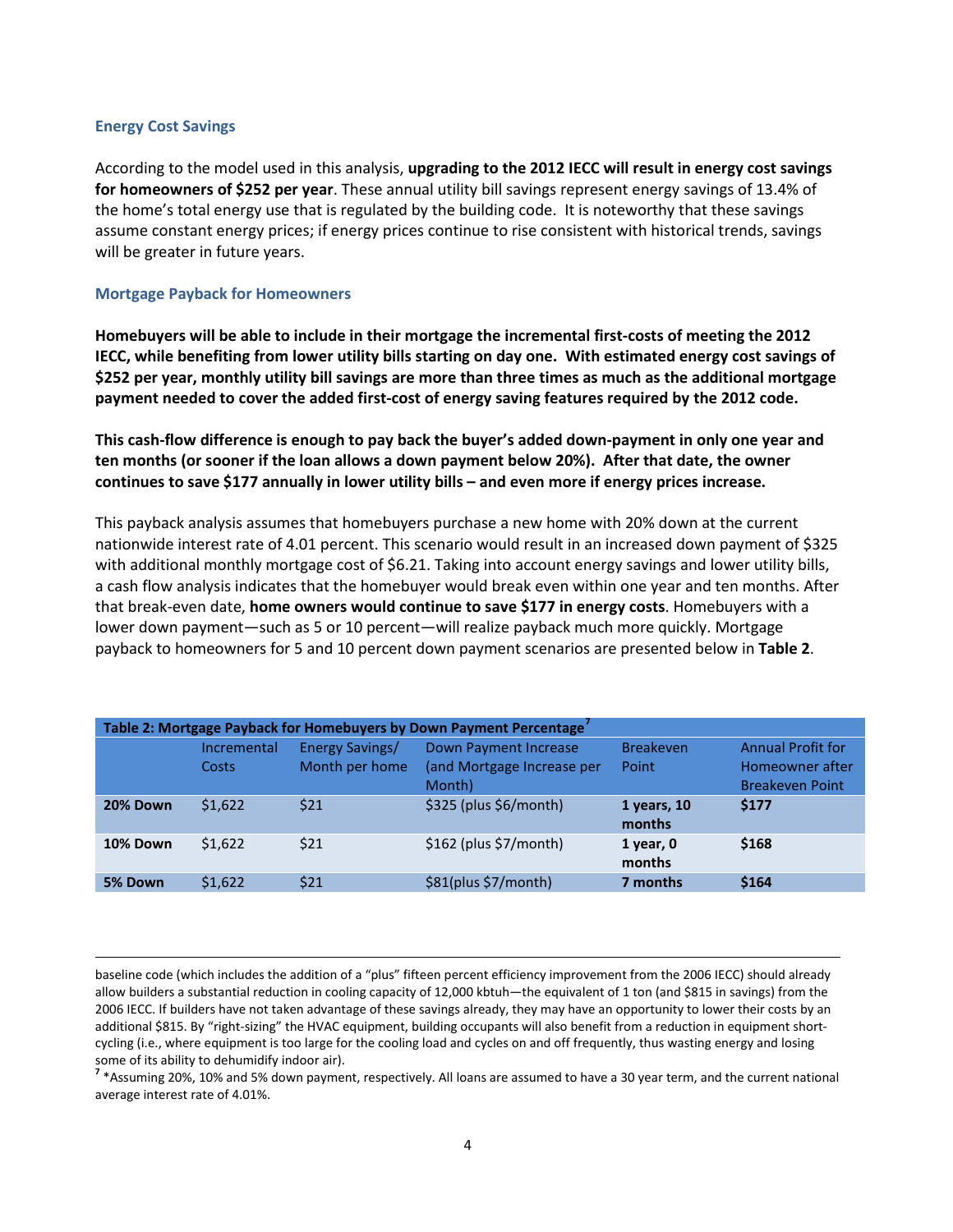### Energy Cost Savings

According to the model used in this analysis, **upgrading to the 2012 IECC will result in energy cost savings for homeowners of $252 per year**. These annual utility bill savings represent energy savings of 13.4% of the home's total energy use that is regulated by the building code. It is noteworthy that these savings assume constant energy prices; if energy prices continue to rise consistent with historical trends, savings will be greater in future years.

### Mortgage Payback for Homeowners

**Homebuyers will be able to include in their mortgage the incremental first-costs of meeting the 2012 IECC, while benefiting from lower utility bills starting on day one. With estimated energy cost savings of $252 per year, monthly utility bill savings are more than three times as much as the additional mortgage payment needed to cover the added first-cost of energy saving features required by the 2012 code.**

**This cash-flow difference is enough to pay back the buyer's added down-payment in only one year and ten months (or sooner if the loan allows a down payment below 20%). After that date, the owner continues to save $177 annually in lower utility bills – and even more if energy prices increase.**

This payback analysis assumes that homebuyers purchase a new home with 20% down at the current nationwide interest rate of 4.01 percent. This scenario would result in an increased down payment of $325 with additional monthly mortgage cost of $6.21. Taking into account energy savings and lower utility bills, a cash flow analysis indicates that the homebuyer would break even within one year and ten months. After that break-even date, **home owners would continue to save $177 in energy costs**. Homebuyers with a lower down payment—such as 5 or 10 percent—will realize payback much more quickly. Mortgage payback to homeowners for 5 and 10 percent down payment scenarios are presented below in **Table 2**.

**Table 2: Mortgage Payback for Homebuyers by Down Payment Percentage**[7]

| | Incremental Costs | Energy Savings/ Month per home | Down Payment Increase (and Mortgage Increase per Month) | Breakeven Point | Annual Profit for Homeowner after Breakeven Point |
|---|---|---|---|---|---|
| **20% Down** | $1,622 | $21 | $325 (plus $6/month) | **1 years, 10 months** | **$177** |
| **10% Down** | $1,622 | $21 | $162 (plus $7/month) | **1 year, 0 months** | **$168** |
| **5% Down** | $1,622 | $21 | $81(plus $7/month) | **7 months** | **$164** |

---

baseline code (which includes the addition of a "plus" fifteen percent efficiency improvement from the 2006 IECC) should already allow builders a substantial reduction in cooling capacity of 12,000 kbtuh—the equivalent of 1 ton (and $815 in savings) from the 2006 IECC. If builders have not taken advantage of these savings already, they may have an opportunity to lower their costs by an additional $815. By "right-sizing" the HVAC equipment, building occupants will also benefit from a reduction in equipment short-cycling (i.e., where equipment is too large for the cooling load and cycles on and off frequently, thus wasting energy and losing some of its ability to dehumidify indoor air).

[7] *Assuming 20%, 10% and 5% down payment, respectively. All loans are assumed to have a 30 year term, and the current national average interest rate of 4.01%.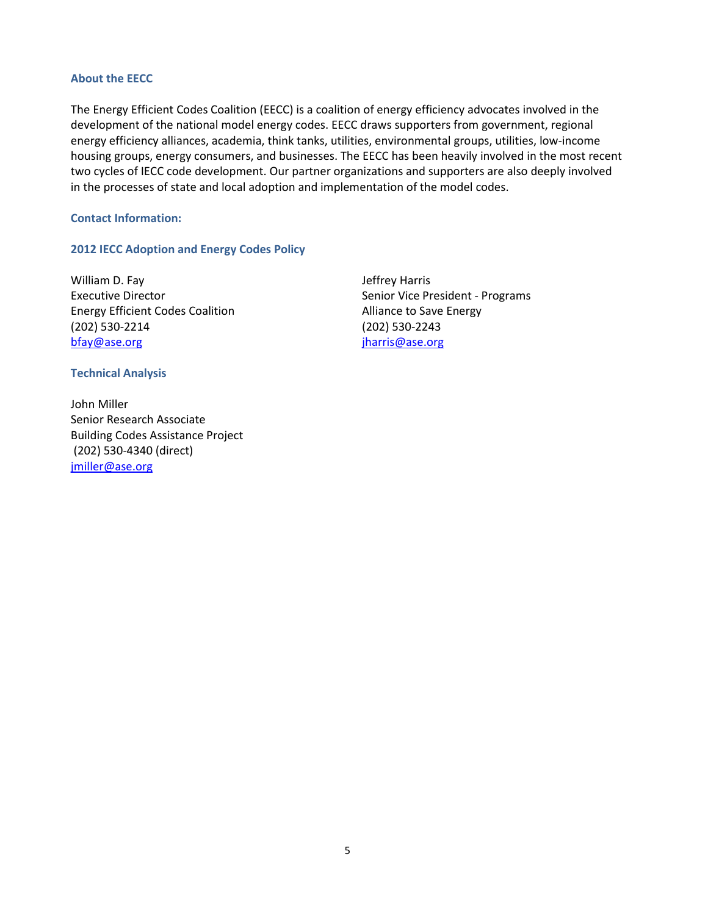### About the EECC

The Energy Efficient Codes Coalition (EECC) is a coalition of energy efficiency advocates involved in the development of the national model energy codes. EECC draws supporters from government, regional energy efficiency alliances, academia, think tanks, utilities, environmental groups, utilities, low-income housing groups, energy consumers, and businesses. The EECC has been heavily involved in the most recent two cycles of IECC code development. Our partner organizations and supporters are also deeply involved in the processes of state and local adoption and implementation of the model codes.

### Contact Information:

### 2012 IECC Adoption and Energy Codes Policy

William D. Fay
Executive Director
Energy Efficient Codes Coalition
(202) 530-2214
bfay@ase.org

Jeffrey Harris
Senior Vice President - Programs
Alliance to Save Energy
(202) 530-2243
jharris@ase.org

### Technical Analysis

John Miller
Senior Research Associate
Building Codes Assistance Project
(202) 530-4340 (direct)
jmiller@ase.org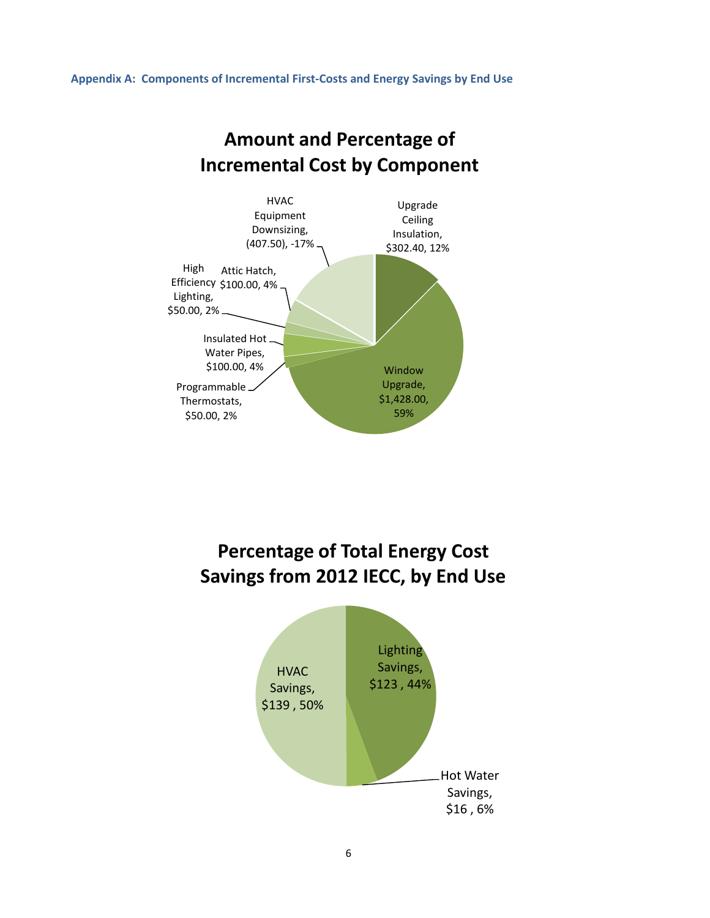### Appendix A: Components of Incremental First-Costs and Energy Savings by End Use

**Amount and Percentage of Incremental Cost by Component**

HVAC Equipment Downsizing, (407.50), -17%

Upgrade Ceiling Insulation, $302.40, 12%

Attic Hatch, $100.00, 4%

High Efficiency Lighting, $50.00, 2%

Insulated Hot Water Pipes, $100.00, 4%

Programmable Thermostats, $50.00, 2%

Window Upgrade, $1,428.00, 59%

**Percentage of Total Energy Cost Savings from 2012 IECC, by End Use**

HVAC Savings, $139 , 50%

Lighting Savings, $123 , 44%

Hot Water Savings, $16 , 6%